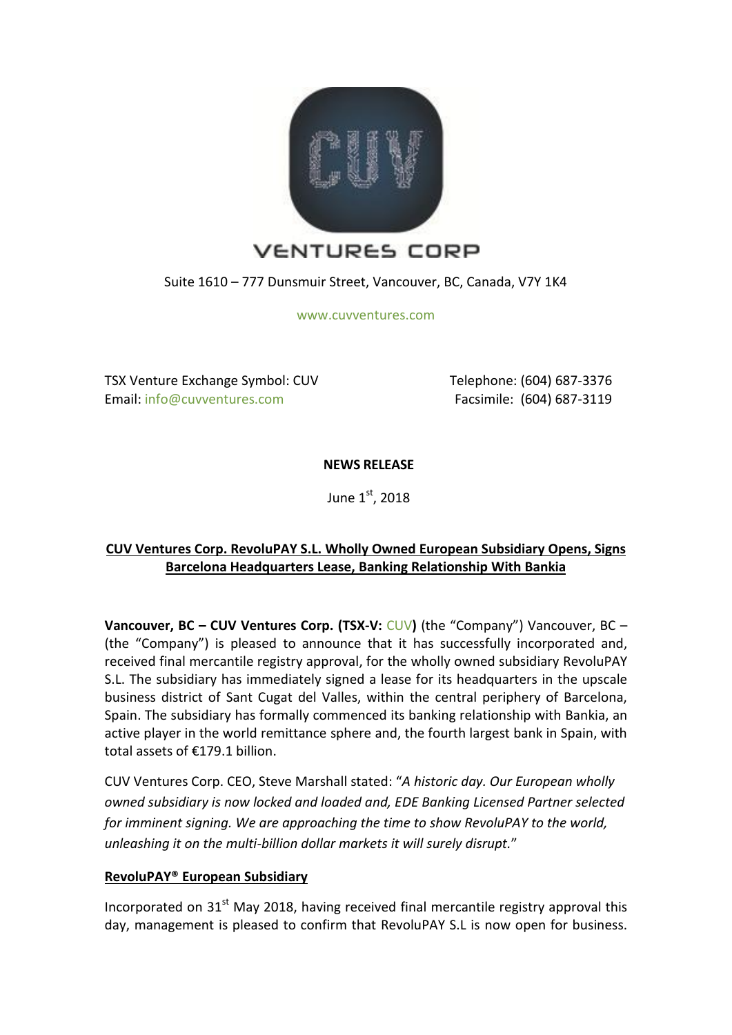VENTURES CORP

Suite 1610 – 777 Dunsmuir Street, Vancouver, BC, Canada, V7Y 1K4

www.cuvventures.com

TSX Venture Exchange Symbol: CUV
Email: info@cuvventures.com

Telephone: (604) 687-3376
Facsimile: (604) 687-3119

**NEWS RELEASE**

June 1st, 2018

**CUV Ventures Corp. RevoluPAY S.L. Wholly Owned European Subsidiary Opens, Signs Barcelona Headquarters Lease, Banking Relationship With Bankia**

**Vancouver, BC – CUV Ventures Corp. (TSX-V: CUV)** (the "Company") Vancouver, BC – (the "Company") is pleased to announce that it has successfully incorporated and, received final mercantile registry approval, for the wholly owned subsidiary RevoluPAY S.L. The subsidiary has immediately signed a lease for its headquarters in the upscale business district of Sant Cugat del Valles, within the central periphery of Barcelona, Spain. The subsidiary has formally commenced its banking relationship with Bankia, an active player in the world remittance sphere and, the fourth largest bank in Spain, with total assets of €179.1 billion.

CUV Ventures Corp. CEO, Steve Marshall stated: "*A historic day. Our European wholly owned subsidiary is now locked and loaded and, EDE Banking Licensed Partner selected for imminent signing. We are approaching the time to show RevoluPAY to the world, unleashing it on the multi-billion dollar markets it will surely disrupt.*"

**RevoluPAY® European Subsidiary**

Incorporated on 31st May 2018, having received final mercantile registry approval this day, management is pleased to confirm that RevoluPAY S.L is now open for business.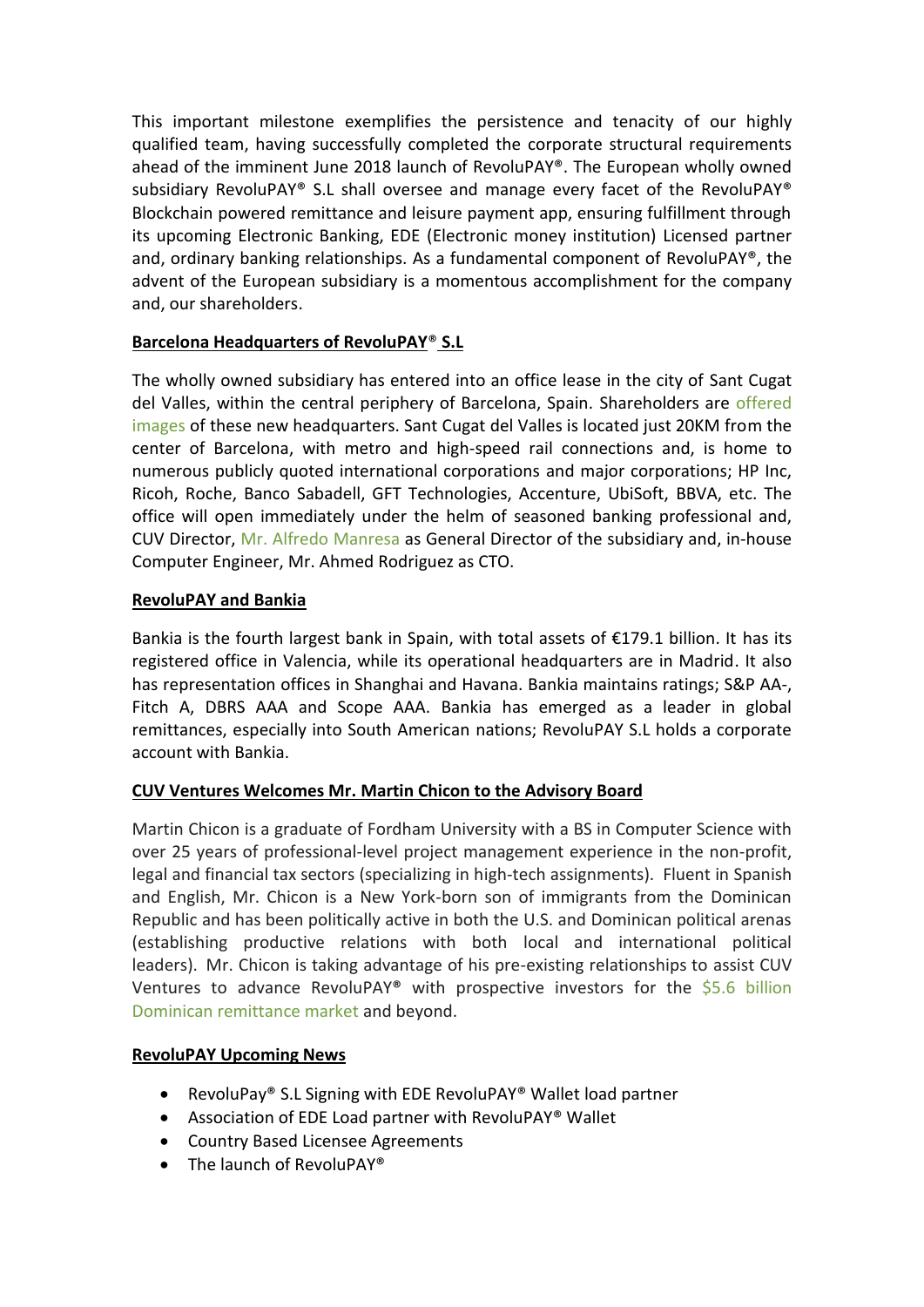This important milestone exemplifies the persistence and tenacity of our highly qualified team, having successfully completed the corporate structural requirements ahead of the imminent June 2018 launch of RevoluPAY®. The European wholly owned subsidiary RevoluPAY® S.L shall oversee and manage every facet of the RevoluPAY® Blockchain powered remittance and leisure payment app, ensuring fulfillment through its upcoming Electronic Banking, EDE (Electronic money institution) Licensed partner and, ordinary banking relationships. As a fundamental component of RevoluPAY®, the advent of the European subsidiary is a momentous accomplishment for the company and, our shareholders.

**Barcelona Headquarters of RevoluPAY® S.L**

The wholly owned subsidiary has entered into an office lease in the city of Sant Cugat del Valles, within the central periphery of Barcelona, Spain. Shareholders are offered images of these new headquarters. Sant Cugat del Valles is located just 20KM from the center of Barcelona, with metro and high-speed rail connections and, is home to numerous publicly quoted international corporations and major corporations; HP Inc, Ricoh, Roche, Banco Sabadell, GFT Technologies, Accenture, UbiSoft, BBVA, etc. The office will open immediately under the helm of seasoned banking professional and, CUV Director, Mr. Alfredo Manresa as General Director of the subsidiary and, in-house Computer Engineer, Mr. Ahmed Rodriguez as CTO.

**RevoluPAY and Bankia**

Bankia is the fourth largest bank in Spain, with total assets of €179.1 billion. It has its registered office in Valencia, while its operational headquarters are in Madrid. It also has representation offices in Shanghai and Havana. Bankia maintains ratings; S&P AA-, Fitch A, DBRS AAA and Scope AAA. Bankia has emerged as a leader in global remittances, especially into South American nations; RevoluPAY S.L holds a corporate account with Bankia.

**CUV Ventures Welcomes Mr. Martin Chicon to the Advisory Board**

Martin Chicon is a graduate of Fordham University with a BS in Computer Science with over 25 years of professional-level project management experience in the non-profit, legal and financial tax sectors (specializing in high-tech assignments). Fluent in Spanish and English, Mr. Chicon is a New York-born son of immigrants from the Dominican Republic and has been politically active in both the U.S. and Dominican political arenas (establishing productive relations with both local and international political leaders). Mr. Chicon is taking advantage of his pre-existing relationships to assist CUV Ventures to advance RevoluPAY® with prospective investors for the $5.6 billion Dominican remittance market and beyond.

**RevoluPAY Upcoming News**

- RevoluPay® S.L Signing with EDE RevoluPAY® Wallet load partner
- Association of EDE Load partner with RevoluPAY® Wallet
- Country Based Licensee Agreements
- The launch of RevoluPAY®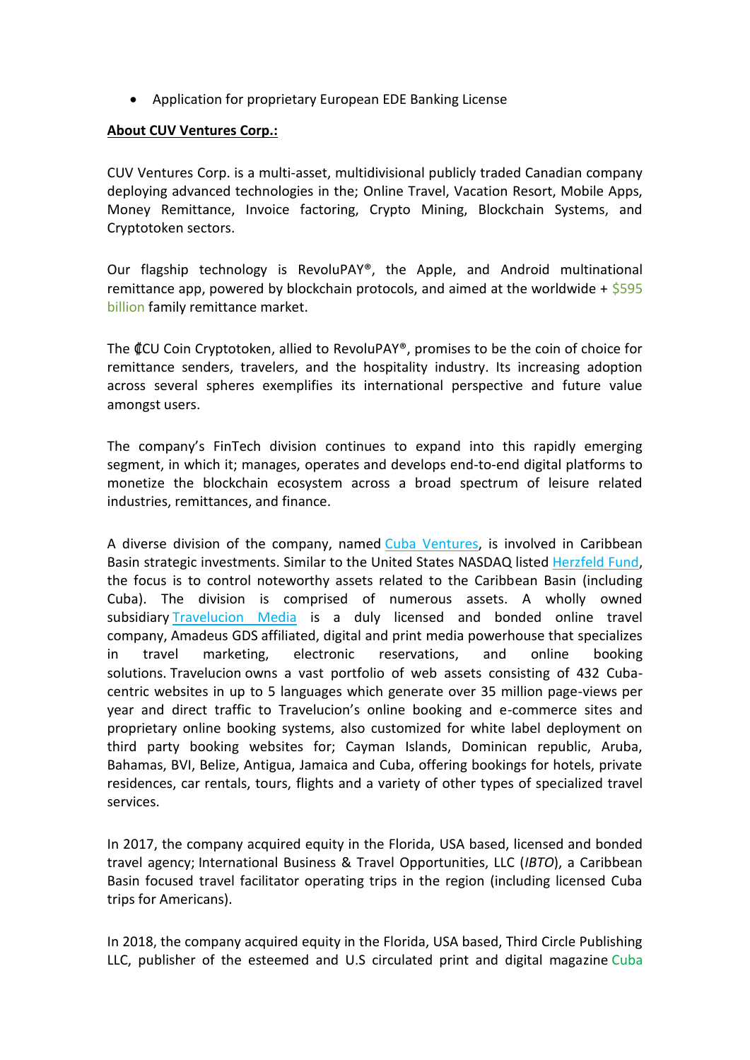- Application for proprietary European EDE Banking License

**About CUV Ventures Corp.:**

CUV Ventures Corp. is a multi-asset, multidivisional publicly traded Canadian company deploying advanced technologies in the; Online Travel, Vacation Resort, Mobile Apps, Money Remittance, Invoice factoring, Crypto Mining, Blockchain Systems, and Cryptotoken sectors.

Our flagship technology is RevoluPAY®, the Apple, and Android multinational remittance app, powered by blockchain protocols, and aimed at the worldwide + $595 billion family remittance market.

The ₵CU Coin Cryptotoken, allied to RevoluPAY®, promises to be the coin of choice for remittance senders, travelers, and the hospitality industry. Its increasing adoption across several spheres exemplifies its international perspective and future value amongst users.

The company's FinTech division continues to expand into this rapidly emerging segment, in which it; manages, operates and develops end-to-end digital platforms to monetize the blockchain ecosystem across a broad spectrum of leisure related industries, remittances, and finance.

A diverse division of the company, named Cuba Ventures, is involved in Caribbean Basin strategic investments. Similar to the United States NASDAQ listed Herzfeld Fund, the focus is to control noteworthy assets related to the Caribbean Basin (including Cuba). The division is comprised of numerous assets. A wholly owned subsidiary Travelucion Media is a duly licensed and bonded online travel company, Amadeus GDS affiliated, digital and print media powerhouse that specializes in travel marketing, electronic reservations, and online booking solutions. Travelucion owns a vast portfolio of web assets consisting of 432 Cuba-centric websites in up to 5 languages which generate over 35 million page-views per year and direct traffic to Travelucion's online booking and e-commerce sites and proprietary online booking systems, also customized for white label deployment on third party booking websites for; Cayman Islands, Dominican republic, Aruba, Bahamas, BVI, Belize, Antigua, Jamaica and Cuba, offering bookings for hotels, private residences, car rentals, tours, flights and a variety of other types of specialized travel services.

In 2017, the company acquired equity in the Florida, USA based, licensed and bonded travel agency; International Business & Travel Opportunities, LLC (*IBTO*), a Caribbean Basin focused travel facilitator operating trips in the region (including licensed Cuba trips for Americans).

In 2018, the company acquired equity in the Florida, USA based, Third Circle Publishing LLC, publisher of the esteemed and U.S circulated print and digital magazine Cuba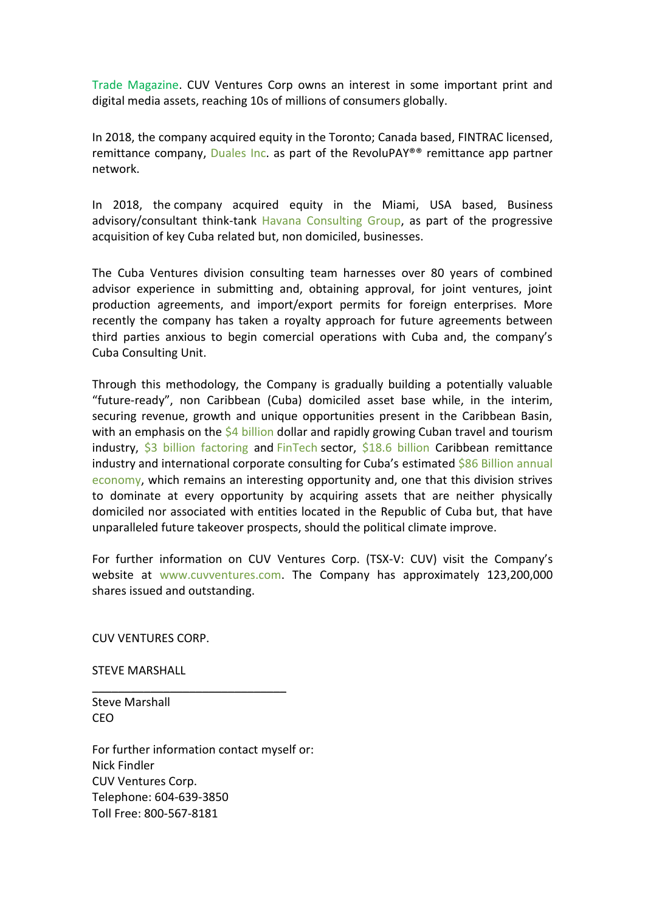Trade Magazine. CUV Ventures Corp owns an interest in some important print and digital media assets, reaching 10s of millions of consumers globally.

In 2018, the company acquired equity in the Toronto; Canada based, FINTRAC licensed, remittance company, Duales Inc. as part of the RevoluPAY®® remittance app partner network.

In 2018, the company acquired equity in the Miami, USA based, Business advisory/consultant think-tank Havana Consulting Group, as part of the progressive acquisition of key Cuba related but, non domiciled, businesses.

The Cuba Ventures division consulting team harnesses over 80 years of combined advisor experience in submitting and, obtaining approval, for joint ventures, joint production agreements, and import/export permits for foreign enterprises. More recently the company has taken a royalty approach for future agreements between third parties anxious to begin comercial operations with Cuba and, the company's Cuba Consulting Unit.

Through this methodology, the Company is gradually building a potentially valuable "future-ready", non Caribbean (Cuba) domiciled asset base while, in the interim, securing revenue, growth and unique opportunities present in the Caribbean Basin, with an emphasis on the $4 billion dollar and rapidly growing Cuban travel and tourism industry, $3 billion factoring and FinTech sector, $18.6 billion Caribbean remittance industry and international corporate consulting for Cuba's estimated $86 Billion annual economy, which remains an interesting opportunity and, one that this division strives to dominate at every opportunity by acquiring assets that are neither physically domiciled nor associated with entities located in the Republic of Cuba but, that have unparalleled future takeover prospects, should the political climate improve.

For further information on CUV Ventures Corp. (TSX-V: CUV) visit the Company's website at www.cuvventures.com. The Company has approximately 123,200,000 shares issued and outstanding.

CUV VENTURES CORP.

STEVE MARSHALL

______________________________

Steve Marshall
CEO

For further information contact myself or:
Nick Findler
CUV Ventures Corp.
Telephone: 604-639-3850
Toll Free: 800-567-8181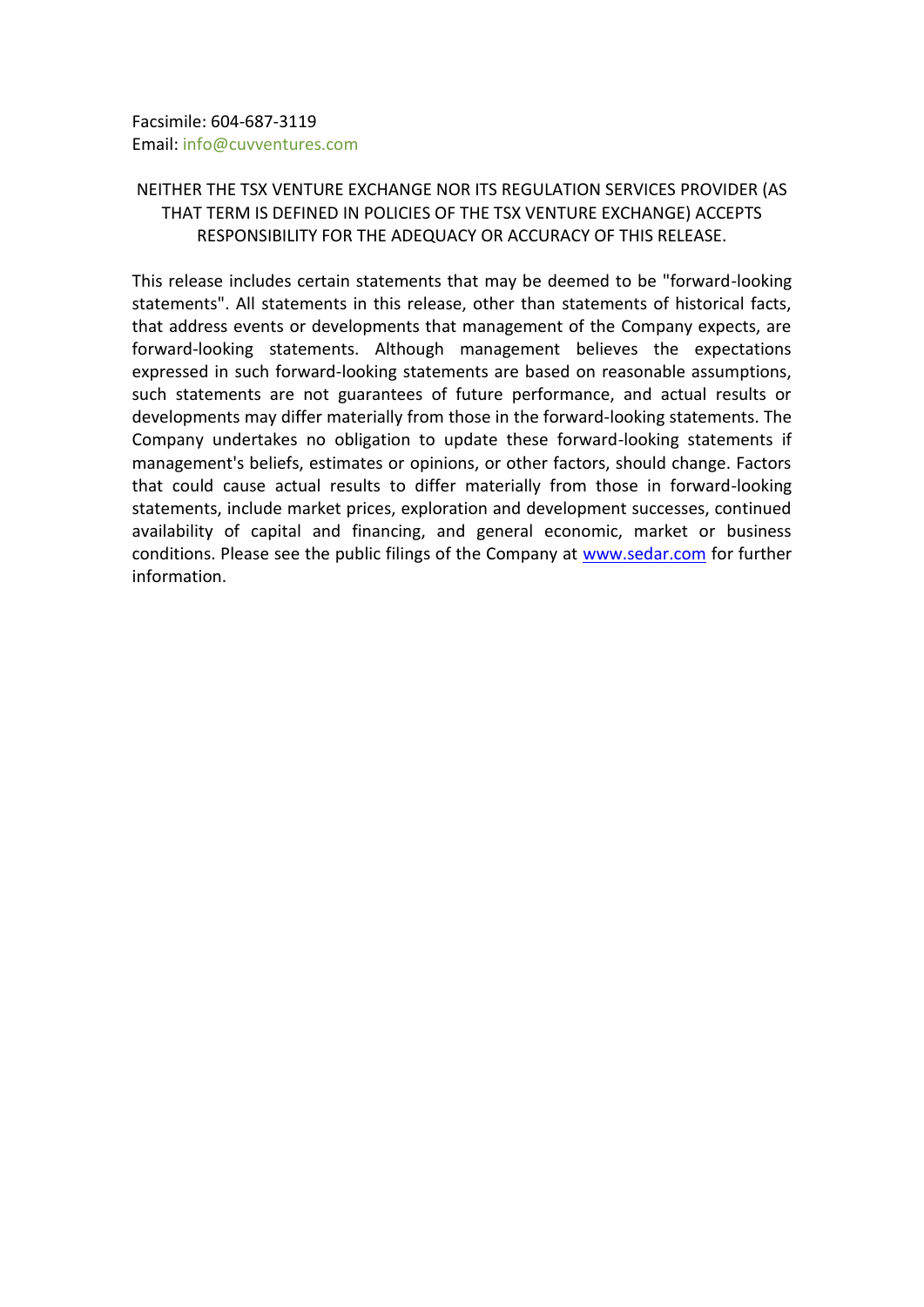Facsimile: 604-687-3119
Email: info@cuvventures.com

NEITHER THE TSX VENTURE EXCHANGE NOR ITS REGULATION SERVICES PROVIDER (AS THAT TERM IS DEFINED IN POLICIES OF THE TSX VENTURE EXCHANGE) ACCEPTS RESPONSIBILITY FOR THE ADEQUACY OR ACCURACY OF THIS RELEASE.

This release includes certain statements that may be deemed to be "forward-looking statements". All statements in this release, other than statements of historical facts, that address events or developments that management of the Company expects, are forward-looking statements. Although management believes the expectations expressed in such forward-looking statements are based on reasonable assumptions, such statements are not guarantees of future performance, and actual results or developments may differ materially from those in the forward-looking statements. The Company undertakes no obligation to update these forward-looking statements if management's beliefs, estimates or opinions, or other factors, should change. Factors that could cause actual results to differ materially from those in forward-looking statements, include market prices, exploration and development successes, continued availability of capital and financing, and general economic, market or business conditions. Please see the public filings of the Company at www.sedar.com for further information.